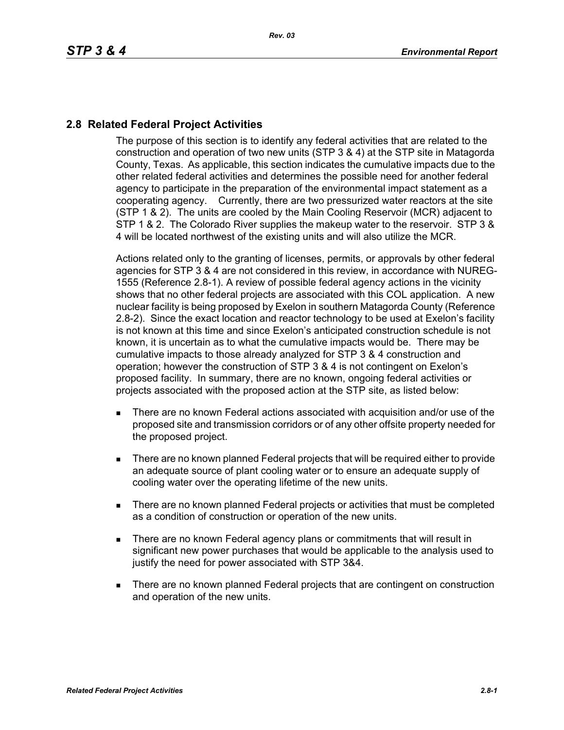## 2.8 Related Federal Project Activities

The purpose of this section is to identify any federal activities that are related to the construction and operation of two new units (STP 3 & 4) at the STP site in Matagorda County, Texas. As applicable, this section indicates the cumulative impacts due to the other related federal activities and determines the possible need for another federal agency to participate in the preparation of the environmental impact statement as a cooperating agency. Currently, there are two pressurized water reactors at the site (STP 1 & 2). The units are cooled by the Main Cooling Reservoir (MCR) adjacent to STP 1 & 2. The Colorado River supplies the makeup water to the reservoir. STP 3 & 4 will be located northwest of the existing units and will also utilize the MCR.

Actions related only to the granting of licenses, permits, or approvals by other federal agencies for STP 3 & 4 are not considered in this review, in accordance with NUREG-1555 (Reference 2.8-1). A review of possible federal agency actions in the vicinity shows that no other federal projects are associated with this COL application. A new nuclear facility is being proposed by Exelon in southern Matagorda County (Reference 2.8-2). Since the exact location and reactor technology to be used at Exelon's facility is not known at this time and since Exelon's anticipated construction schedule is not known, it is uncertain as to what the cumulative impacts would be. There may be cumulative impacts to those already analyzed for STP 3 & 4 construction and operation; however the construction of STP 3 & 4 is not contingent on Exelon's proposed facility. In summary, there are no known, ongoing federal activities or projects associated with the proposed action at the STP site, as listed below:

- There are no known Federal actions associated with acquisition and/or use of the proposed site and transmission corridors or of any other offsite property needed for the proposed project.
- There are no known planned Federal projects that will be required either to provide an adequate source of plant cooling water or to ensure an adequate supply of cooling water over the operating lifetime of the new units.
- There are no known planned Federal projects or activities that must be completed as a condition of construction or operation of the new units.
- There are no known Federal agency plans or commitments that will result in significant new power purchases that would be applicable to the analysis used to justify the need for power associated with STP 3&4.
- There are no known planned Federal projects that are contingent on construction and operation of the new units.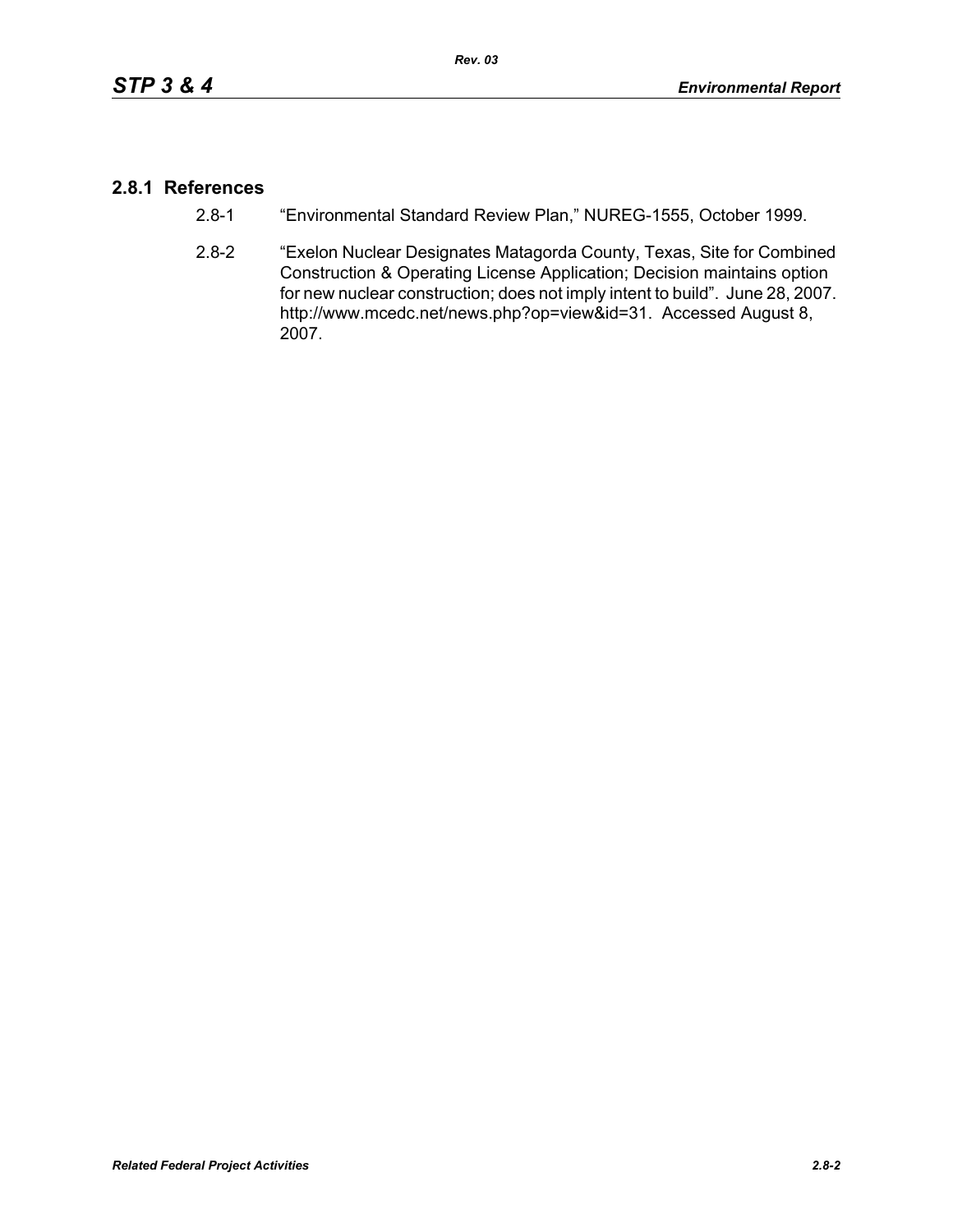## 2.8.1 References

2.8-1 "Environmental Standard Review Plan," NUREG-1555, October 1999.

2.8-2 "Exelon Nuclear Designates Matagorda County, Texas, Site for Combined Construction & Operating License Application; Decision maintains option for new nuclear construction; does not imply intent to build". June 28, 2007. http://www.mcedc.net/news.php?op=view&id=31. Accessed August 8, 2007.